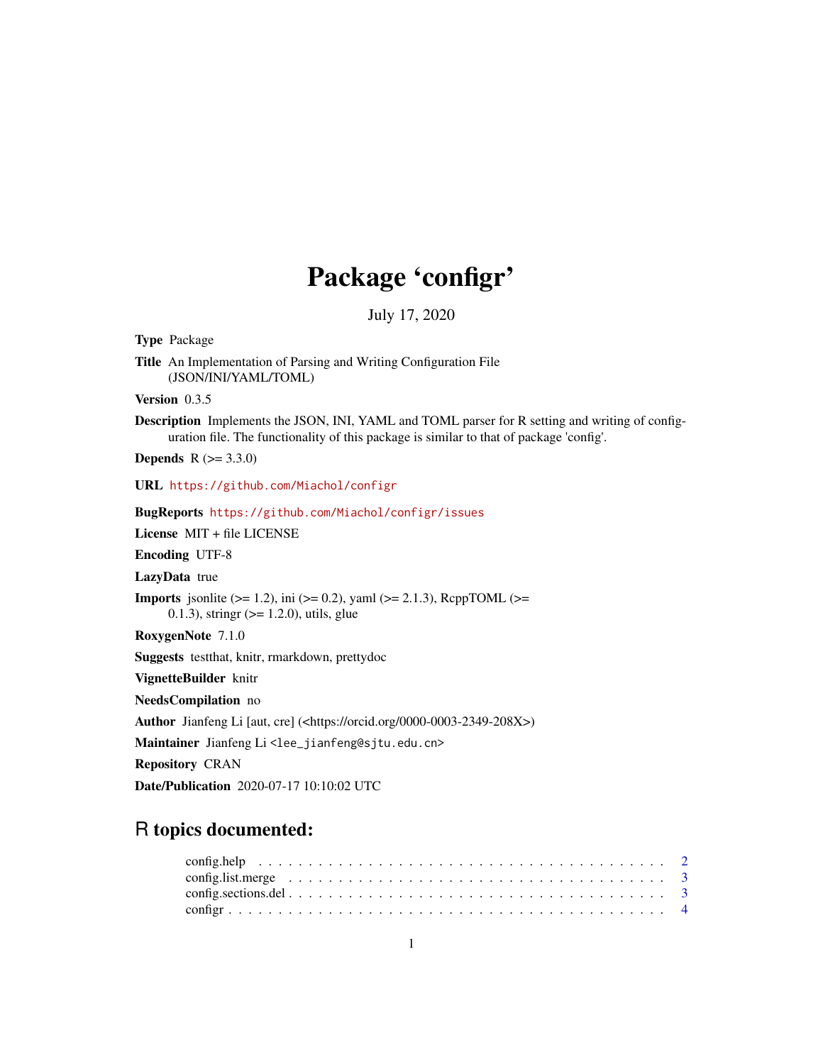# Package 'configr'

July 17, 2020

**Type** Package

**Title** An Implementation of Parsing and Writing Configuration File (JSON/INI/YAML/TOML)

**Version** 0.3.5

**Description** Implements the JSON, INI, YAML and TOML parser for R setting and writing of configuration file. The functionality of this package is similar to that of package 'config'.

**Depends** R (>= 3.3.0)

**URL** https://github.com/Miachol/configr

**BugReports** https://github.com/Miachol/configr/issues

**License** MIT + file LICENSE

**Encoding** UTF-8

**LazyData** true

**Imports** jsonlite (>= 1.2), ini (>= 0.2), yaml (>= 2.1.3), RcppTOML (>= 0.1.3), stringr (>= 1.2.0), utils, glue

**RoxygenNote** 7.1.0

**Suggests** testthat, knitr, rmarkdown, prettydoc

**VignetteBuilder** knitr

**NeedsCompilation** no

**Author** Jianfeng Li [aut, cre] (<https://orcid.org/0000-0003-2349-208X>)

**Maintainer** Jianfeng Li <lee_jianfeng@sjtu.edu.cn>

**Repository** CRAN

**Date/Publication** 2020-07-17 10:10:02 UTC

## R topics documented:

config.help . . . . . . . . . . . . . . . . . . . . . . . . . . . . . . . . . . . . . . . 2
config.list.merge . . . . . . . . . . . . . . . . . . . . . . . . . . . . . . . . . . . . 3
config.sections.del . . . . . . . . . . . . . . . . . . . . . . . . . . . . . . . . . . . 3
configr . . . . . . . . . . . . . . . . . . . . . . . . . . . . . . . . . . . . . . . . . 4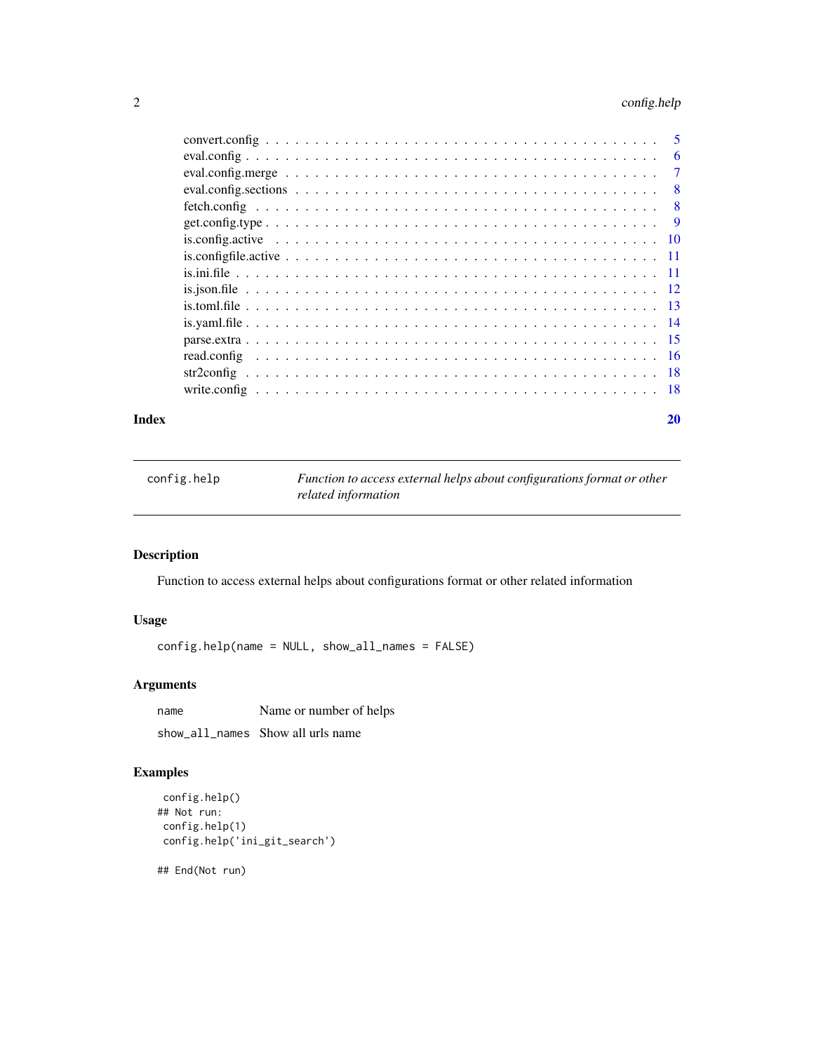convert.config . . . . . . . . . . . . . . . . . . . . . . . . . . . . . . . . . . . . . 5
eval.config . . . . . . . . . . . . . . . . . . . . . . . . . . . . . . . . . . . . . . 6
eval.config.merge . . . . . . . . . . . . . . . . . . . . . . . . . . . . . . . . . . . 7
eval.config.sections . . . . . . . . . . . . . . . . . . . . . . . . . . . . . . . . . 8
fetch.config . . . . . . . . . . . . . . . . . . . . . . . . . . . . . . . . . . . . . . 8
get.config.type . . . . . . . . . . . . . . . . . . . . . . . . . . . . . . . . . . . . 9
is.config.active . . . . . . . . . . . . . . . . . . . . . . . . . . . . . . . . . . . . 10
is.configfile.active . . . . . . . . . . . . . . . . . . . . . . . . . . . . . . . . . . 11
is.ini.file . . . . . . . . . . . . . . . . . . . . . . . . . . . . . . . . . . . . . . . 11
is.json.file . . . . . . . . . . . . . . . . . . . . . . . . . . . . . . . . . . . . . . 12
is.toml.file . . . . . . . . . . . . . . . . . . . . . . . . . . . . . . . . . . . . . . 13
is.yaml.file . . . . . . . . . . . . . . . . . . . . . . . . . . . . . . . . . . . . . . 14
parse.extra . . . . . . . . . . . . . . . . . . . . . . . . . . . . . . . . . . . . . . 15
read.config . . . . . . . . . . . . . . . . . . . . . . . . . . . . . . . . . . . . . . 16
str2config . . . . . . . . . . . . . . . . . . . . . . . . . . . . . . . . . . . . . . . 18
write.config . . . . . . . . . . . . . . . . . . . . . . . . . . . . . . . . . . . . . . 18

**Index** **20**

---

`config.help` *Function to access external helps about configurations format or other related information*

---

## Description

Function to access external helps about configurations format or other related information

## Usage

```
config.help(name = NULL, show_all_names = FALSE)
```

## Arguments

| | |
|---|---|
| `name` | Name or number of helps |
| `show_all_names` | Show all urls name |

## Examples

```
 config.help()
## Not run:
 config.help(1)
 config.help('ini_git_search')

## End(Not run)
```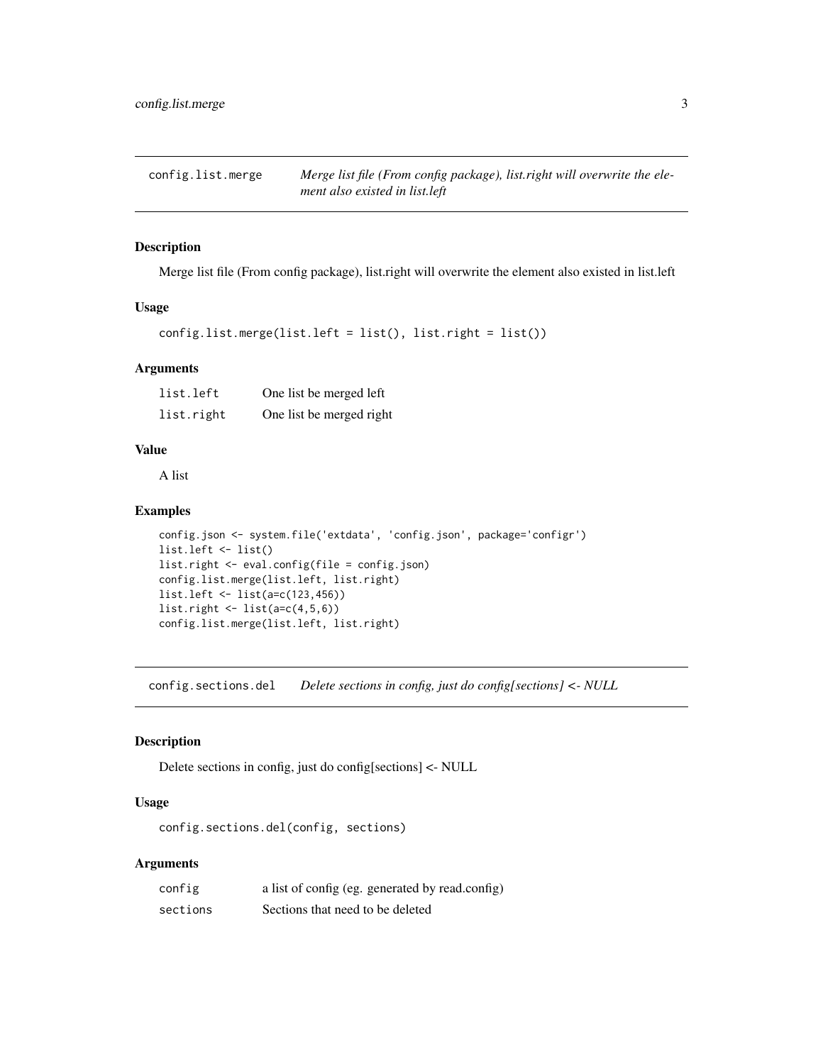## config.list.merge

*Merge list file (From config package), list.right will overwrite the element also existed in list.left*

### Description

Merge list file (From config package), list.right will overwrite the element also existed in list.left

### Usage

```
config.list.merge(list.left = list(), list.right = list())
```

### Arguments

| | |
|---|---|
| list.left | One list be merged left |
| list.right | One list be merged right |

### Value

A list

### Examples

```
config.json <- system.file('extdata', 'config.json', package='configr')
list.left <- list()
list.right <- eval.config(file = config.json)
config.list.merge(list.left, list.right)
list.left <- list(a=c(123,456))
list.right <- list(a=c(4,5,6))
config.list.merge(list.left, list.right)
```

## config.sections.del

*Delete sections in config, just do config[sections] <- NULL*

### Description

Delete sections in config, just do config[sections] <- NULL

### Usage

```
config.sections.del(config, sections)
```

### Arguments

| | |
|---|---|
| config | a list of config (eg. generated by read.config) |
| sections | Sections that need to be deleted |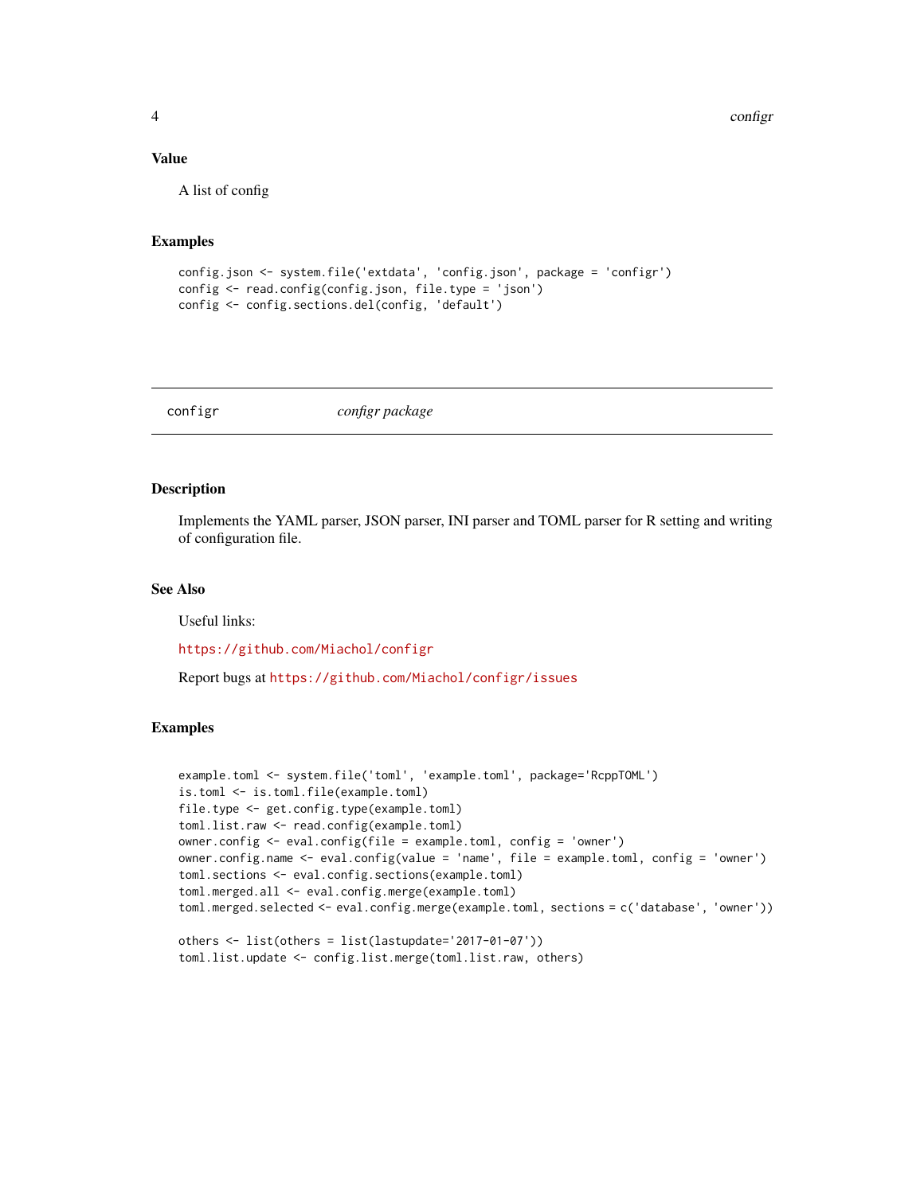### Value

A list of config

### Examples

```
config.json <- system.file('extdata', 'config.json', package = 'configr')
config <- read.config(config.json, file.type = 'json')
config <- config.sections.del(config, 'default')
```

---

## configr &nbsp;&nbsp;&nbsp;&nbsp; *configr package*

---

### Description

Implements the YAML parser, JSON parser, INI parser and TOML parser for R setting and writing of configuration file.

### See Also

Useful links:

https://github.com/Miachol/configr

Report bugs at https://github.com/Miachol/configr/issues

### Examples

```
example.toml <- system.file('toml', 'example.toml', package='RcppTOML')
is.toml <- is.toml.file(example.toml)
file.type <- get.config.type(example.toml)
toml.list.raw <- read.config(example.toml)
owner.config <- eval.config(file = example.toml, config = 'owner')
owner.config.name <- eval.config(value = 'name', file = example.toml, config = 'owner')
toml.sections <- eval.config.sections(example.toml)
toml.merged.all <- eval.config.merge(example.toml)
toml.merged.selected <- eval.config.merge(example.toml, sections = c('database', 'owner'))

others <- list(others = list(lastupdate='2017-01-07'))
toml.list.update <- config.list.merge(toml.list.raw, others)
```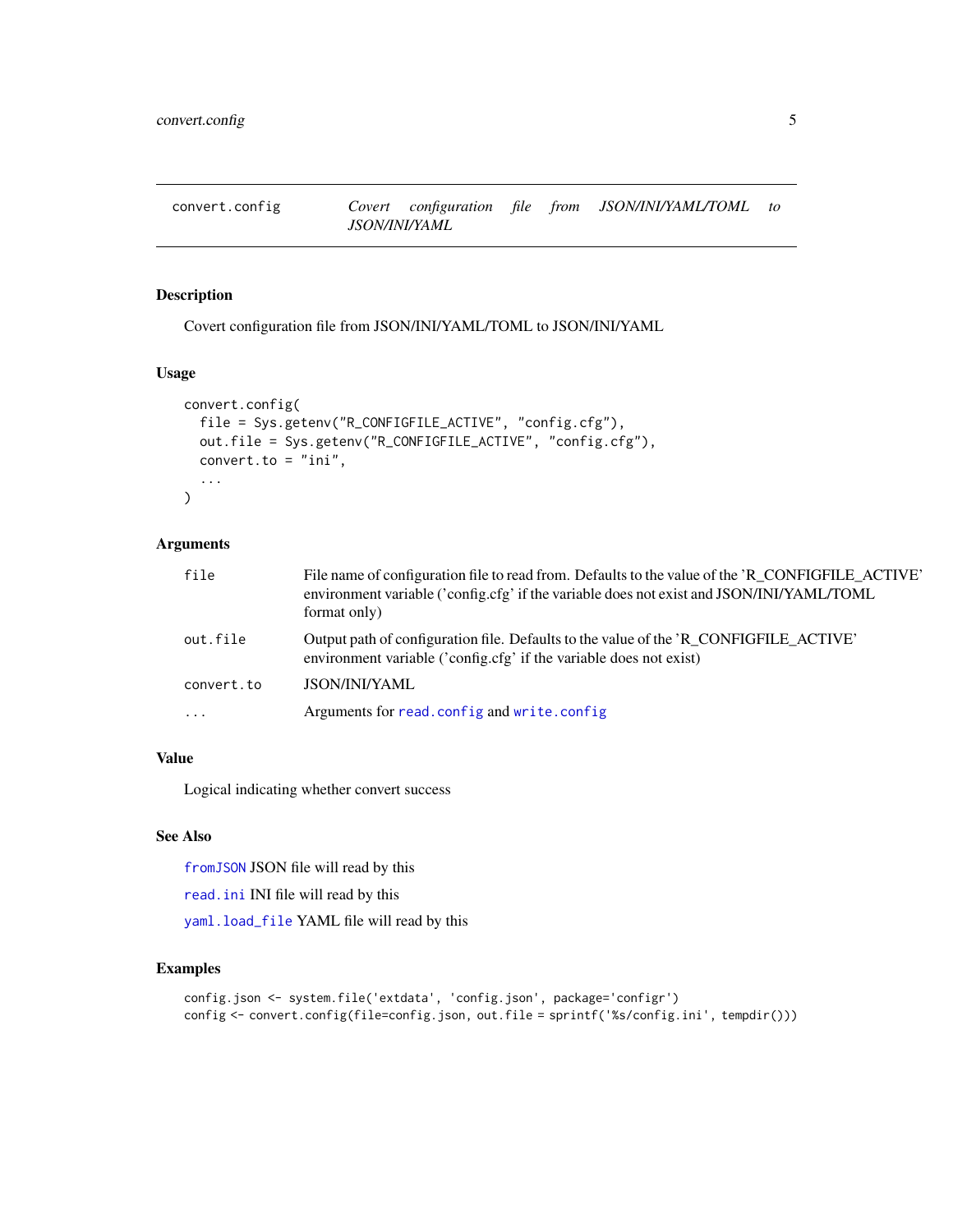# convert.config — *Covert configuration file from JSON/INI/YAML/TOML to JSON/INI/YAML*

## Description

Covert configuration file from JSON/INI/YAML/TOML to JSON/INI/YAML

## Usage

```
convert.config(
  file = Sys.getenv("R_CONFIGFILE_ACTIVE", "config.cfg"),
  out.file = Sys.getenv("R_CONFIGFILE_ACTIVE", "config.cfg"),
  convert.to = "ini",
  ...
)
```

## Arguments

| | |
|---|---|
| `file` | File name of configuration file to read from. Defaults to the value of the 'R_CONFIGFILE_ACTIVE' environment variable ('config.cfg' if the variable does not exist and JSON/INI/YAML/TOML format only) |
| `out.file` | Output path of configuration file. Defaults to the value of the 'R_CONFIGFILE_ACTIVE' environment variable ('config.cfg' if the variable does not exist) |
| `convert.to` | JSON/INI/YAML |
| `...` | Arguments for `read.config` and `write.config` |

## Value

Logical indicating whether convert success

## See Also

`fromJSON` JSON file will read by this

`read.ini` INI file will read by this

`yaml.load_file` YAML file will read by this

## Examples

```
config.json <- system.file('extdata', 'config.json', package='configr')
config <- convert.config(file=config.json, out.file = sprintf('%s/config.ini', tempdir()))
```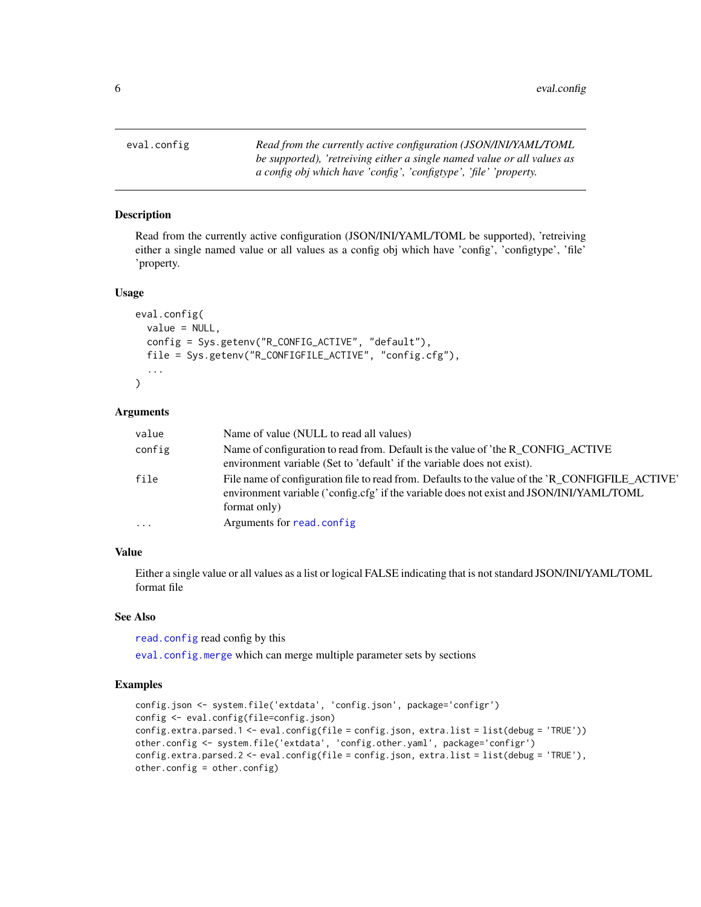## eval.config

*Read from the currently active configuration (JSON/INI/YAML/TOML be supported), 'retreiving either a single named value or all values as a config obj which have 'config', 'configtype', 'file' 'property.*

### Description

Read from the currently active configuration (JSON/INI/YAML/TOML be supported), 'retreiving either a single named value or all values as a config obj which have 'config', 'configtype', 'file' 'property.

### Usage

```
eval.config(
  value = NULL,
  config = Sys.getenv("R_CONFIG_ACTIVE", "default"),
  file = Sys.getenv("R_CONFIGFILE_ACTIVE", "config.cfg"),
  ...
)
```

### Arguments

| | |
|---|---|
| `value` | Name of value (NULL to read all values) |
| `config` | Name of configuration to read from. Default is the value of 'the R_CONFIG_ACTIVE environment variable (Set to 'default' if the variable does not exist). |
| `file` | File name of configuration file to read from. Defaults to the value of the 'R_CONFIGFILE_ACTIVE' environment variable ('config.cfg' if the variable does not exist and JSON/INI/YAML/TOML format only) |
| `...` | Arguments for `read.config` |

### Value

Either a single value or all values as a list or logical FALSE indicating that is not standard JSON/INI/YAML/TOML format file

### See Also

`read.config` read config by this

`eval.config.merge` which can merge multiple parameter sets by sections

### Examples

```
config.json <- system.file('extdata', 'config.json', package='configr')
config <- eval.config(file=config.json)
config.extra.parsed.1 <- eval.config(file = config.json, extra.list = list(debug = 'TRUE'))
other.config <- system.file('extdata', 'config.other.yaml', package='configr')
config.extra.parsed.2 <- eval.config(file = config.json, extra.list = list(debug = 'TRUE'),
other.config = other.config)
```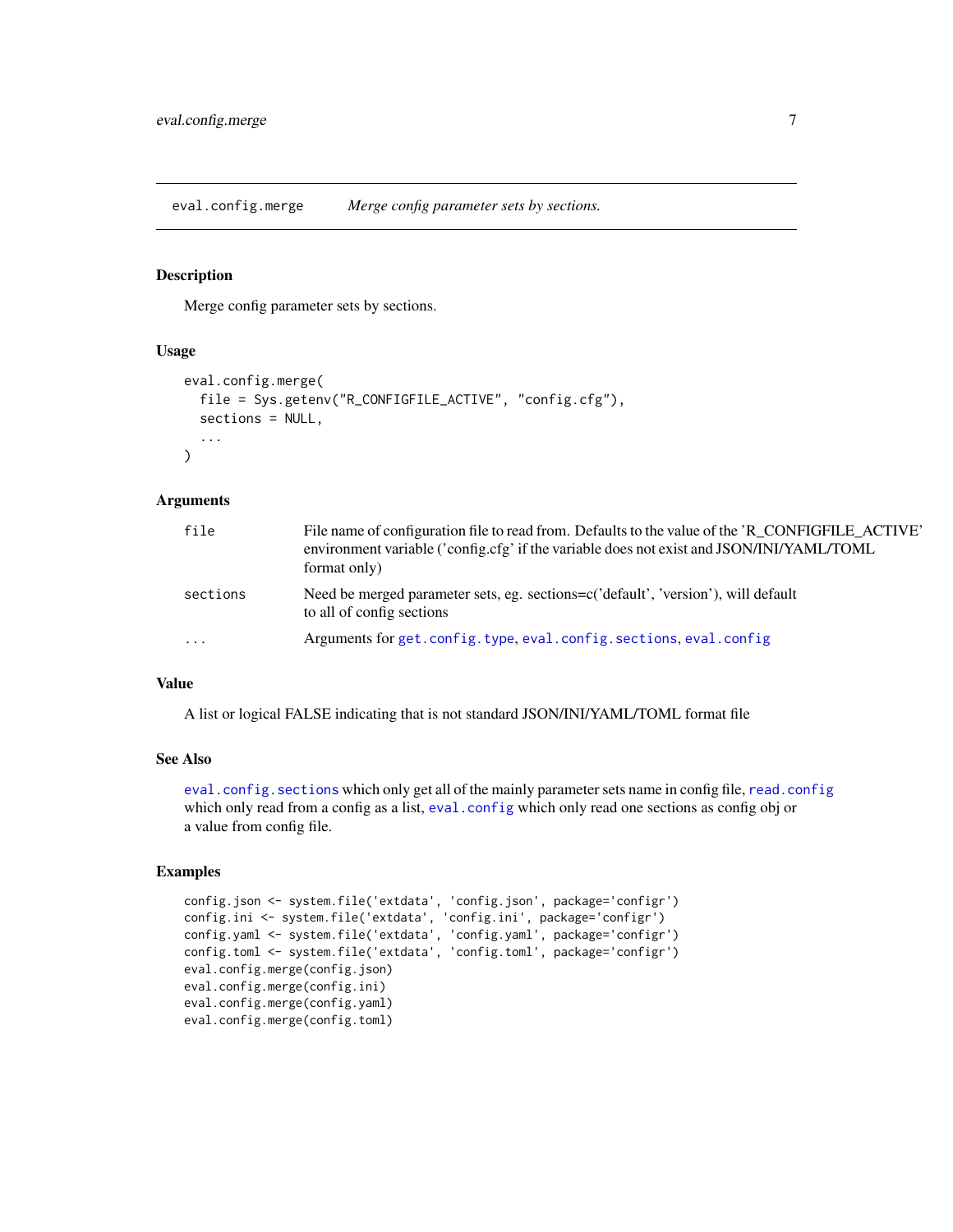## eval.config.merge — *Merge config parameter sets by sections.*

### Description

Merge config parameter sets by sections.

### Usage

```
eval.config.merge(
  file = Sys.getenv("R_CONFIGFILE_ACTIVE", "config.cfg"),
  sections = NULL,
  ...
)
```

### Arguments

| | |
|---|---|
| file | File name of configuration file to read from. Defaults to the value of the 'R_CONFIGFILE_ACTIVE' environment variable ('config.cfg' if the variable does not exist and JSON/INI/YAML/TOML format only) |
| sections | Need be merged parameter sets, eg. sections=c('default', 'version'), will default to all of config sections |
| ... | Arguments for get.config.type, eval.config.sections, eval.config |

### Value

A list or logical FALSE indicating that is not standard JSON/INI/YAML/TOML format file

### See Also

eval.config.sections which only get all of the mainly parameter sets name in config file, read.config which only read from a config as a list, eval.config which only read one sections as config obj or a value from config file.

### Examples

```
config.json <- system.file('extdata', 'config.json', package='configr')
config.ini <- system.file('extdata', 'config.ini', package='configr')
config.yaml <- system.file('extdata', 'config.yaml', package='configr')
config.toml <- system.file('extdata', 'config.toml', package='configr')
eval.config.merge(config.json)
eval.config.merge(config.ini)
eval.config.merge(config.yaml)
eval.config.merge(config.toml)
```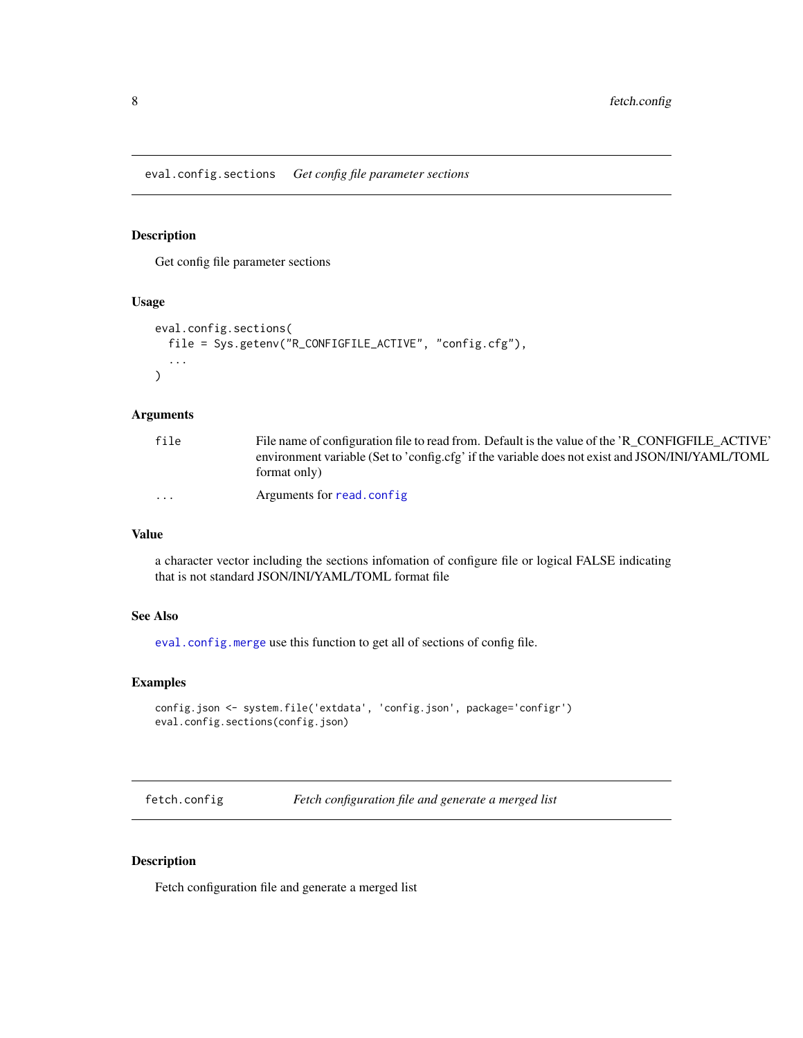## eval.config.sections *Get config file parameter sections*

### Description

Get config file parameter sections

### Usage

```
eval.config.sections(
  file = Sys.getenv("R_CONFIGFILE_ACTIVE", "config.cfg"),
  ...
)
```

### Arguments

| | |
|---|---|
| file | File name of configuration file to read from. Default is the value of the 'R_CONFIGFILE_ACTIVE' environment variable (Set to 'config.cfg' if the variable does not exist and JSON/INI/YAML/TOML format only) |
| ... | Arguments for read.config |

### Value

a character vector including the sections infomation of configure file or logical FALSE indicating that is not standard JSON/INI/YAML/TOML format file

### See Also

eval.config.merge use this function to get all of sections of config file.

### Examples

```
config.json <- system.file('extdata', 'config.json', package='configr')
eval.config.sections(config.json)
```

## fetch.config *Fetch configuration file and generate a merged list*

### Description

Fetch configuration file and generate a merged list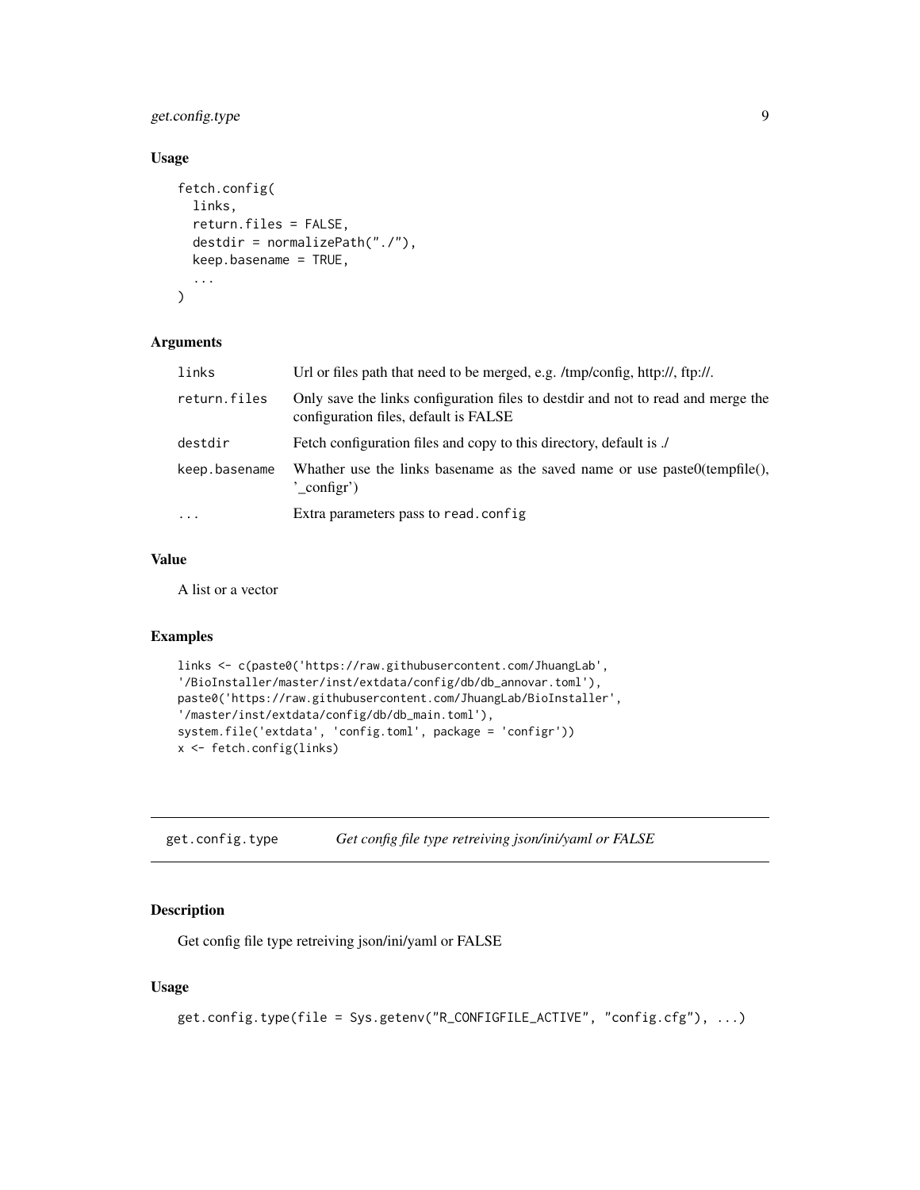### Usage

```
fetch.config(
  links,
  return.files = FALSE,
  destdir = normalizePath("./"),
  keep.basename = TRUE,
  ...
)
```

### Arguments

| | |
|---|---|
| `links` | Url or files path that need to be merged, e.g. /tmp/config, http://, ftp://. |
| `return.files` | Only save the links configuration files to destdir and not to read and merge the configuration files, default is FALSE |
| `destdir` | Fetch configuration files and copy to this directory, default is ./ |
| `keep.basename` | Whather use the links basename as the saved name or use paste0(tempfile(), '_configr') |
| `...` | Extra parameters pass to `read.config` |

### Value

A list or a vector

### Examples

```
links <- c(paste0('https://raw.githubusercontent.com/JhuangLab',
'/BioInstaller/master/inst/extdata/config/db/db_annovar.toml'),
paste0('https://raw.githubusercontent.com/JhuangLab/BioInstaller',
'/master/inst/extdata/config/db/db_main.toml'),
system.file('extdata', 'config.toml', package = 'configr'))
x <- fetch.config(links)
```

---

## get.config.type — *Get config file type retreiving json/ini/yaml or FALSE*

### Description

Get config file type retreiving json/ini/yaml or FALSE

### Usage

```
get.config.type(file = Sys.getenv("R_CONFIGFILE_ACTIVE", "config.cfg"), ...)
```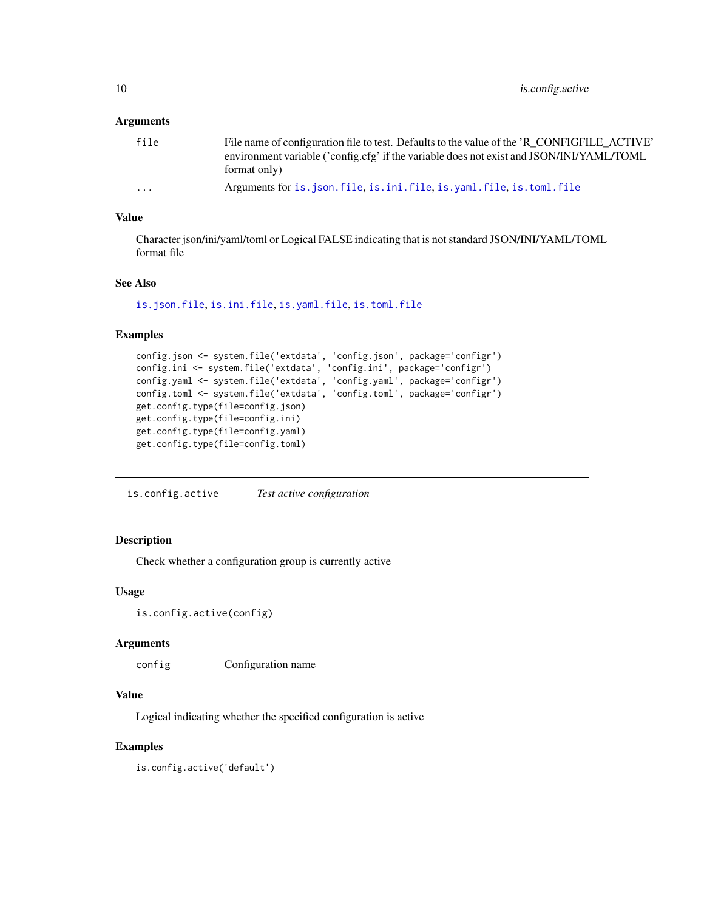### Arguments

| | |
|---|---|
| `file` | File name of configuration file to test. Defaults to the value of the 'R_CONFIGFILE_ACTIVE' environment variable ('config.cfg' if the variable does not exist and JSON/INI/YAML/TOML format only) |
| `...` | Arguments for `is.json.file`, `is.ini.file`, `is.yaml.file`, `is.toml.file` |

### Value

Character json/ini/yaml/toml or Logical FALSE indicating that is not standard JSON/INI/YAML/TOML format file

### See Also

`is.json.file`, `is.ini.file`, `is.yaml.file`, `is.toml.file`

### Examples

```
config.json <- system.file('extdata', 'config.json', package='configr')
config.ini <- system.file('extdata', 'config.ini', package='configr')
config.yaml <- system.file('extdata', 'config.yaml', package='configr')
config.toml <- system.file('extdata', 'config.toml', package='configr')
get.config.type(file=config.json)
get.config.type(file=config.ini)
get.config.type(file=config.yaml)
get.config.type(file=config.toml)
```

---

## `is.config.active` *Test active configuration*

---

### Description

Check whether a configuration group is currently active

### Usage

```
is.config.active(config)
```

### Arguments

| | |
|---|---|
| `config` | Configuration name |

### Value

Logical indicating whether the specified configuration is active

### Examples

```
is.config.active('default')
```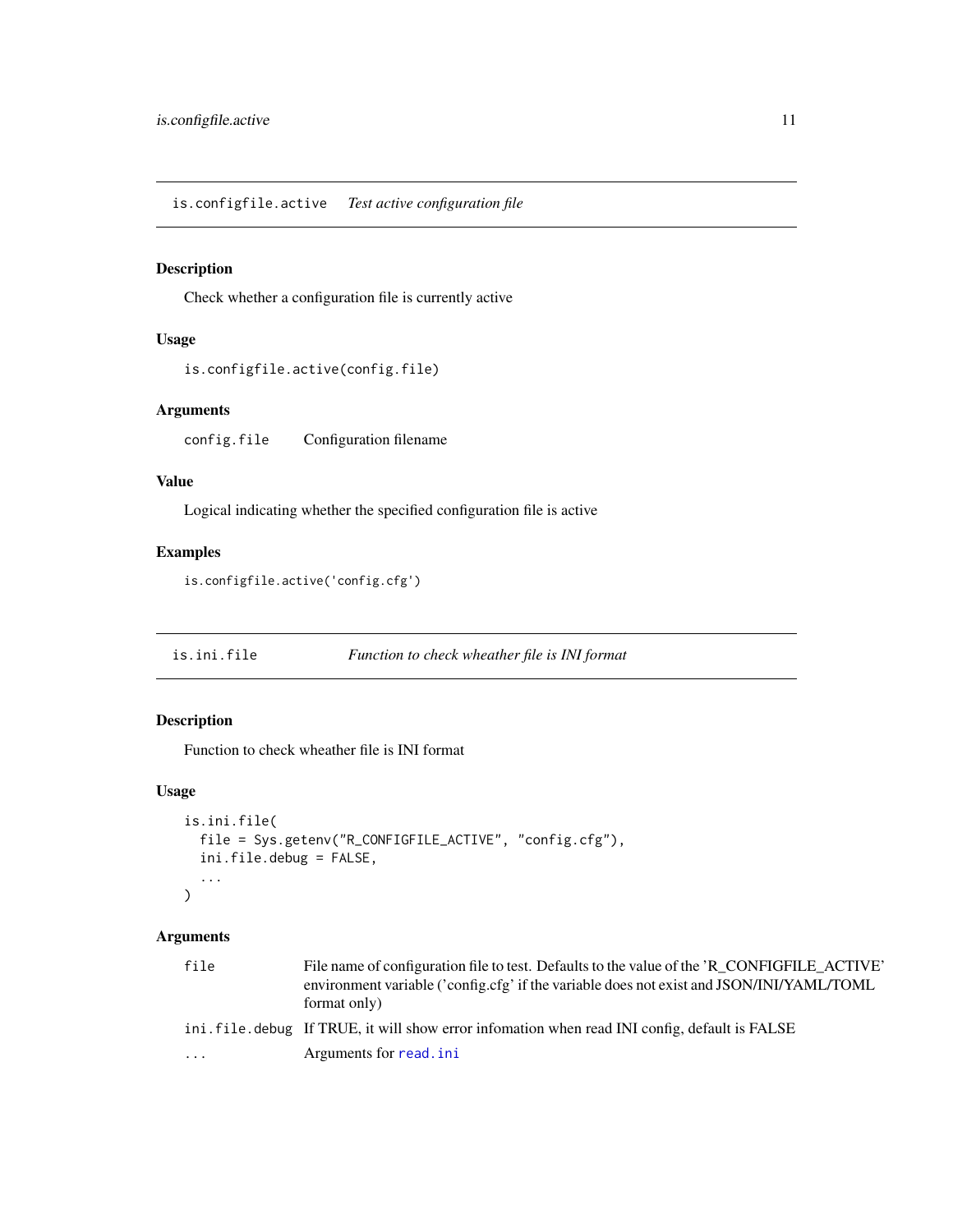## is.configfile.active *Test active configuration file*

### Description

Check whether a configuration file is currently active

### Usage

```
is.configfile.active(config.file)
```

### Arguments

| | |
|---|---|
| config.file | Configuration filename |

### Value

Logical indicating whether the specified configuration file is active

### Examples

```
is.configfile.active('config.cfg')
```

## is.ini.file *Function to check wheather file is INI format*

### Description

Function to check wheather file is INI format

### Usage

```
is.ini.file(
  file = Sys.getenv("R_CONFIGFILE_ACTIVE", "config.cfg"),
  ini.file.debug = FALSE,
  ...
)
```

### Arguments

| | |
|---|---|
| file | File name of configuration file to test. Defaults to the value of the 'R_CONFIGFILE_ACTIVE' environment variable ('config.cfg' if the variable does not exist and JSON/INI/YAML/TOML format only) |
| ini.file.debug | If TRUE, it will show error infomation when read INI config, default is FALSE |
| ... | Arguments for read.ini |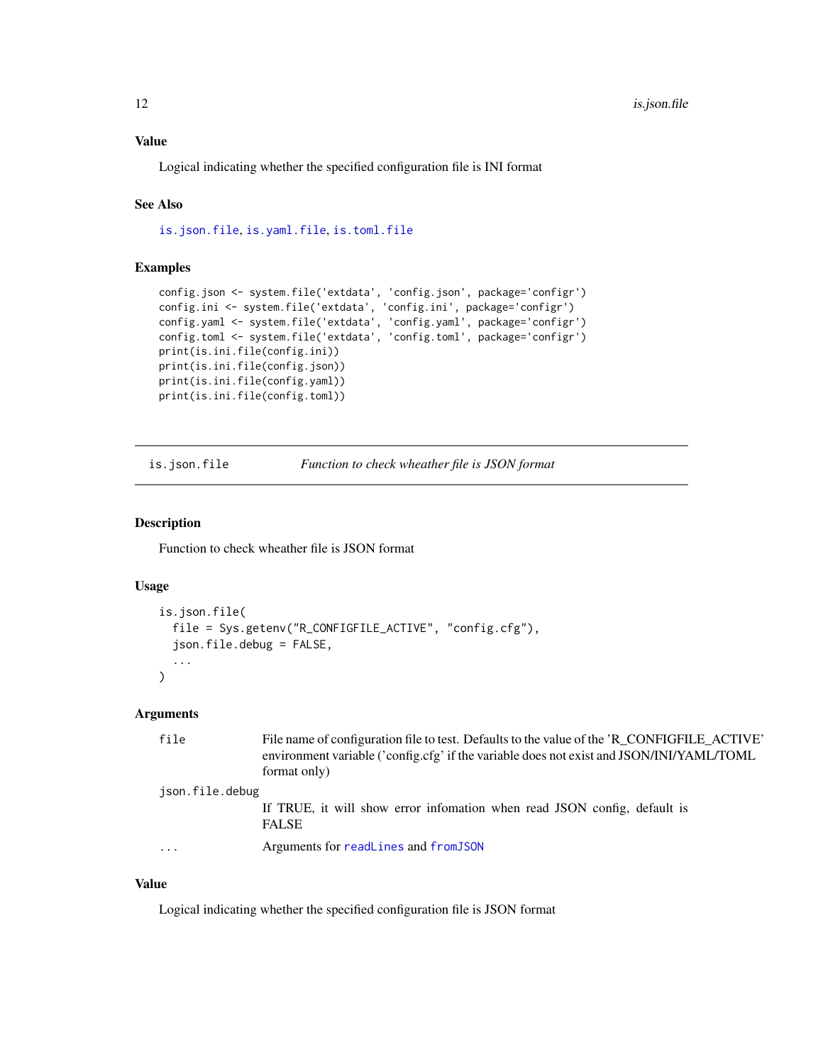### Value

Logical indicating whether the specified configuration file is INI format

### See Also

`is.json.file`, `is.yaml.file`, `is.toml.file`

### Examples

```
config.json <- system.file('extdata', 'config.json', package='configr')
config.ini <- system.file('extdata', 'config.ini', package='configr')
config.yaml <- system.file('extdata', 'config.yaml', package='configr')
config.toml <- system.file('extdata', 'config.toml', package='configr')
print(is.ini.file(config.ini))
print(is.ini.file(config.json))
print(is.ini.file(config.yaml))
print(is.ini.file(config.toml))
```

---

## is.json.file — *Function to check wheather file is JSON format*

---

### Description

Function to check wheather file is JSON format

### Usage

```
is.json.file(
  file = Sys.getenv("R_CONFIGFILE_ACTIVE", "config.cfg"),
  json.file.debug = FALSE,
  ...
)
```

### Arguments

| Argument | Description |
| --- | --- |
| `file` | File name of configuration file to test. Defaults to the value of the 'R_CONFIGFILE_ACTIVE' environment variable ('config.cfg' if the variable does not exist and JSON/INI/YAML/TOML format only) |
| `json.file.debug` | If TRUE, it will show error infomation when read JSON config, default is FALSE |
| `...` | Arguments for `readLines` and `fromJSON` |

### Value

Logical indicating whether the specified configuration file is JSON format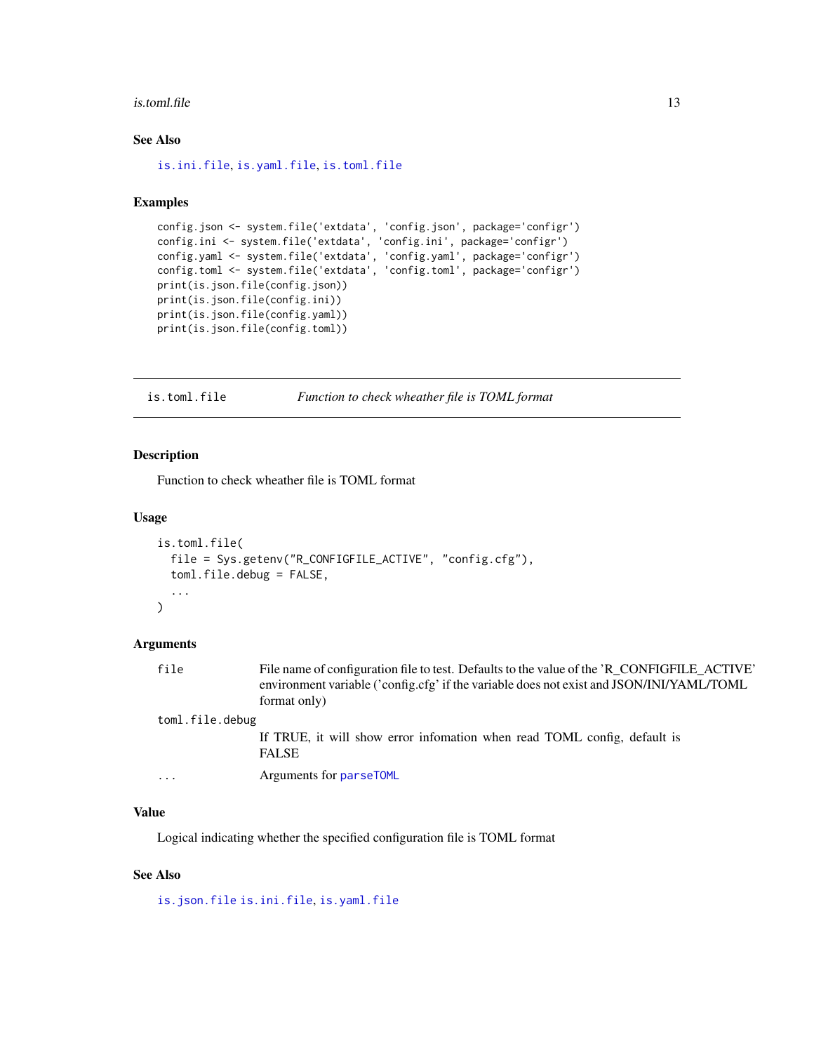### See Also

`is.ini.file`, `is.yaml.file`, `is.toml.file`

### Examples

```
config.json <- system.file('extdata', 'config.json', package='configr')
config.ini <- system.file('extdata', 'config.ini', package='configr')
config.yaml <- system.file('extdata', 'config.yaml', package='configr')
config.toml <- system.file('extdata', 'config.toml', package='configr')
print(is.json.file(config.json))
print(is.json.file(config.ini))
print(is.json.file(config.yaml))
print(is.json.file(config.toml))
```

---

## is.toml.file &nbsp;&nbsp;&nbsp; *Function to check wheather file is TOML format*

---

### Description

Function to check wheather file is TOML format

### Usage

```
is.toml.file(
  file = Sys.getenv("R_CONFIGFILE_ACTIVE", "config.cfg"),
  toml.file.debug = FALSE,
  ...
)
```

### Arguments

| | |
|---|---|
| `file` | File name of configuration file to test. Defaults to the value of the 'R_CONFIGFILE_ACTIVE' environment variable ('config.cfg' if the variable does not exist and JSON/INI/YAML/TOML format only) |
| `toml.file.debug` | If TRUE, it will show error infomation when read TOML config, default is FALSE |
| `...` | Arguments for `parseTOML` |

### Value

Logical indicating whether the specified configuration file is TOML format

### See Also

`is.json.file` `is.ini.file`, `is.yaml.file`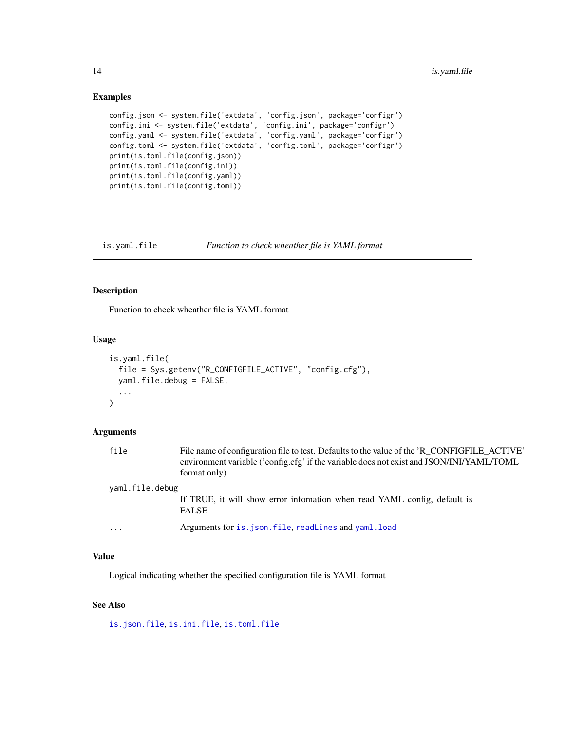### Examples

```
config.json <- system.file('extdata', 'config.json', package='configr')
config.ini <- system.file('extdata', 'config.ini', package='configr')
config.yaml <- system.file('extdata', 'config.yaml', package='configr')
config.toml <- system.file('extdata', 'config.toml', package='configr')
print(is.toml.file(config.json))
print(is.toml.file(config.ini))
print(is.toml.file(config.yaml))
print(is.toml.file(config.toml))
```

---

## is.yaml.file — *Function to check wheather file is YAML format*

---

### Description

Function to check wheather file is YAML format

### Usage

```
is.yaml.file(
  file = Sys.getenv("R_CONFIGFILE_ACTIVE", "config.cfg"),
  yaml.file.debug = FALSE,
  ...
)
```

### Arguments

| | |
|---|---|
| `file` | File name of configuration file to test. Defaults to the value of the 'R_CONFIGFILE_ACTIVE' environment variable ('config.cfg' if the variable does not exist and JSON/INI/YAML/TOML format only) |
| `yaml.file.debug` | If TRUE, it will show error infomation when read YAML config, default is FALSE |
| `...` | Arguments for `is.json.file`, `readLines` and `yaml.load` |

### Value

Logical indicating whether the specified configuration file is YAML format

### See Also

`is.json.file`, `is.ini.file`, `is.toml.file`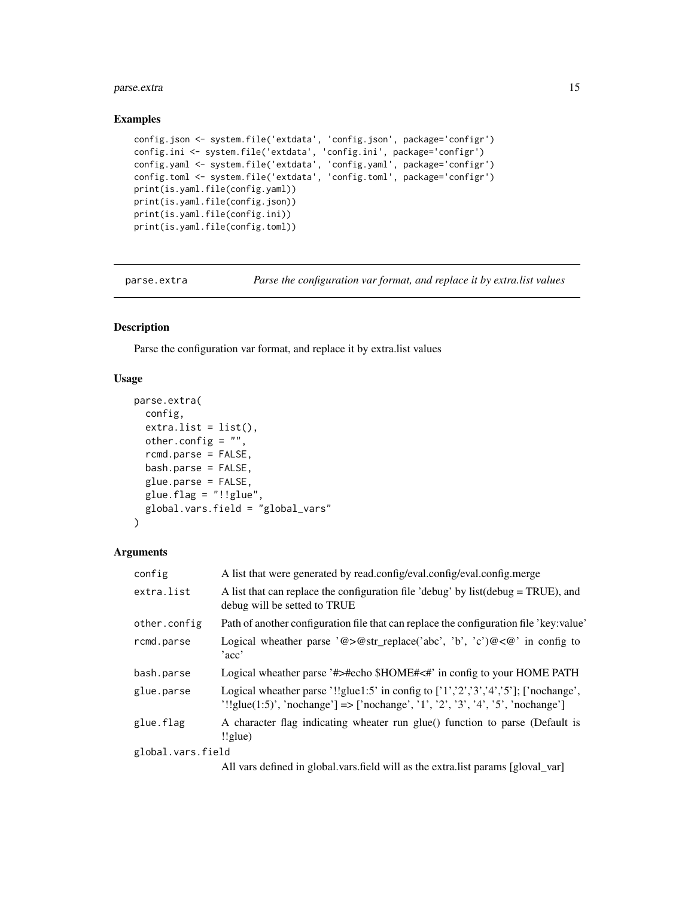## Examples

```
config.json <- system.file('extdata', 'config.json', package='configr')
config.ini <- system.file('extdata', 'config.ini', package='configr')
config.yaml <- system.file('extdata', 'config.yaml', package='configr')
config.toml <- system.file('extdata', 'config.toml', package='configr')
print(is.yaml.file(config.yaml))
print(is.yaml.file(config.json))
print(is.yaml.file(config.ini))
print(is.yaml.file(config.toml))
```

---

# parse.extra — *Parse the configuration var format, and replace it by extra.list values*

## Description

Parse the configuration var format, and replace it by extra.list values

## Usage

```
parse.extra(
  config,
  extra.list = list(),
  other.config = "",
  rcmd.parse = FALSE,
  bash.parse = FALSE,
  glue.parse = FALSE,
  glue.flag = "!!glue",
  global.vars.field = "global_vars"
)
```

## Arguments

| | |
|---|---|
| `config` | A list that were generated by read.config/eval.config/eval.config.merge |
| `extra.list` | A list that can replace the configuration file 'debug' by list(debug = TRUE), and debug will be setted to TRUE |
| `other.config` | Path of another configuration file that can replace the configuration file 'key:value' |
| `rcmd.parse` | Logical wheather parse '@>@str_replace('abc', 'b', 'c')@<@' in config to 'acc' |
| `bash.parse` | Logical wheather parse '#>#echo $HOME#<#' in config to your HOME PATH |
| `glue.parse` | Logical wheather parse '!!glue1:5' in config to ['1','2','3','4','5']; ['nochange', '!!glue(1:5)', 'nochange'] => ['nochange', '1', '2', '3', '4', '5', 'nochange'] |
| `glue.flag` | A character flag indicating wheater run glue() function to parse (Default is !!glue) |
| `global.vars.field` | All vars defined in global.vars.field will as the extra.list params [gloval_var] |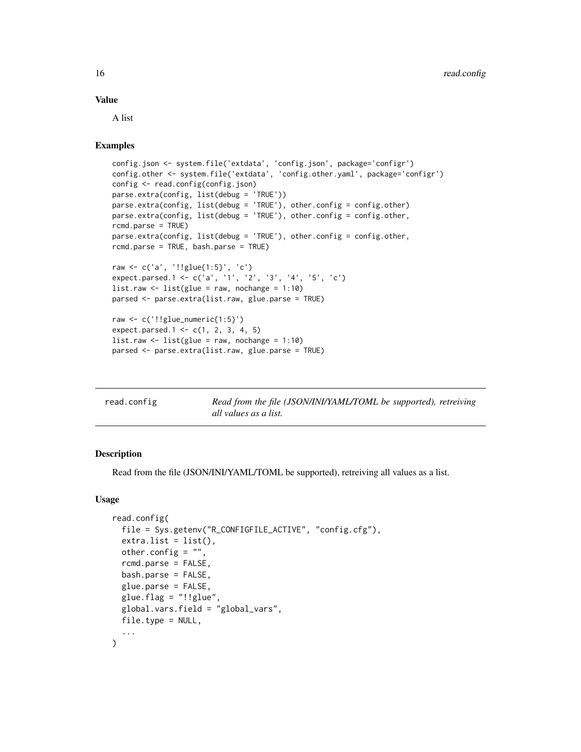### Value

A list

### Examples

```
config.json <- system.file('extdata', 'config.json', package='configr')
config.other <- system.file('extdata', 'config.other.yaml', package='configr')
config <- read.config(config.json)
parse.extra(config, list(debug = 'TRUE'))
parse.extra(config, list(debug = 'TRUE'), other.config = config.other)
parse.extra(config, list(debug = 'TRUE'), other.config = config.other,
rcmd.parse = TRUE)
parse.extra(config, list(debug = 'TRUE'), other.config = config.other,
rcmd.parse = TRUE, bash.parse = TRUE)

raw <- c('a', '!!glue{1:5}', 'c')
expect.parsed.1 <- c('a', '1', '2', '3', '4', '5', 'c')
list.raw <- list(glue = raw, nochange = 1:10)
parsed <- parse.extra(list.raw, glue.parse = TRUE)

raw <- c('!!glue_numeric{1:5}')
expect.parsed.1 <- c(1, 2, 3, 4, 5)
list.raw <- list(glue = raw, nochange = 1:10)
parsed <- parse.extra(list.raw, glue.parse = TRUE)
```

---

## read.config — *Read from the file (JSON/INI/YAML/TOML be supported), retreiving all values as a list.*

---

### Description

Read from the file (JSON/INI/YAML/TOML be supported), retreiving all values as a list.

### Usage

```
read.config(
  file = Sys.getenv("R_CONFIGFILE_ACTIVE", "config.cfg"),
  extra.list = list(),
  other.config = "",
  rcmd.parse = FALSE,
  bash.parse = FALSE,
  glue.parse = FALSE,
  glue.flag = "!!glue",
  global.vars.field = "global_vars",
  file.type = NULL,
  ...
)
```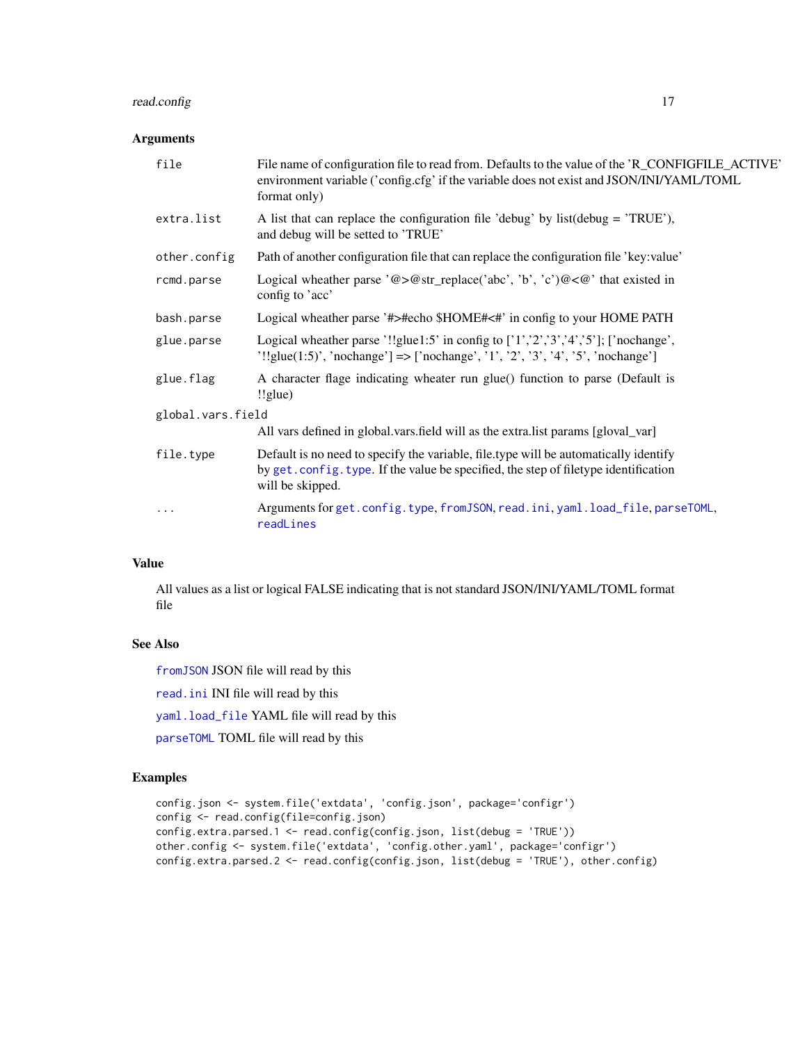### Arguments

| | |
|---|---|
| `file` | File name of configuration file to read from. Defaults to the value of the 'R_CONFIGFILE_ACTIVE' environment variable ('config.cfg' if the variable does not exist and JSON/INI/YAML/TOML format only) |
| `extra.list` | A list that can replace the configuration file 'debug' by list(debug = 'TRUE'), and debug will be setted to 'TRUE' |
| `other.config` | Path of another configuration file that can replace the configuration file 'key:value' |
| `rcmd.parse` | Logical wheather parse '@>@str_replace('abc', 'b', 'c')@<@' that existed in config to 'acc' |
| `bash.parse` | Logical wheather parse '#>#echo $HOME#<#' in config to your HOME PATH |
| `glue.parse` | Logical wheather parse '!!glue1:5' in config to ['1','2','3','4','5']; ['nochange', '!!glue(1:5)', 'nochange'] => ['nochange', '1', '2', '3', '4', '5', 'nochange'] |
| `glue.flag` | A character flage indicating wheater run glue() function to parse (Default is !!glue) |
| `global.vars.field` | All vars defined in global.vars.field will as the extra.list params [gloval_var] |
| `file.type` | Default is no need to specify the variable, file.type will be automatically identify by `get.config.type`. If the value be specified, the step of filetype identification will be skipped. |
| `...` | Arguments for `get.config.type`, `fromJSON`, `read.ini`, `yaml.load_file`, `parseTOML`, `readLines` |

### Value

All values as a list or logical FALSE indicating that is not standard JSON/INI/YAML/TOML format file

### See Also

`fromJSON` JSON file will read by this

`read.ini` INI file will read by this

`yaml.load_file` YAML file will read by this

`parseTOML` TOML file will read by this

### Examples

```
config.json <- system.file('extdata', 'config.json', package='configr')
config <- read.config(file=config.json)
config.extra.parsed.1 <- read.config(config.json, list(debug = 'TRUE'))
other.config <- system.file('extdata', 'config.other.yaml', package='configr')
config.extra.parsed.2 <- read.config(config.json, list(debug = 'TRUE'), other.config)
```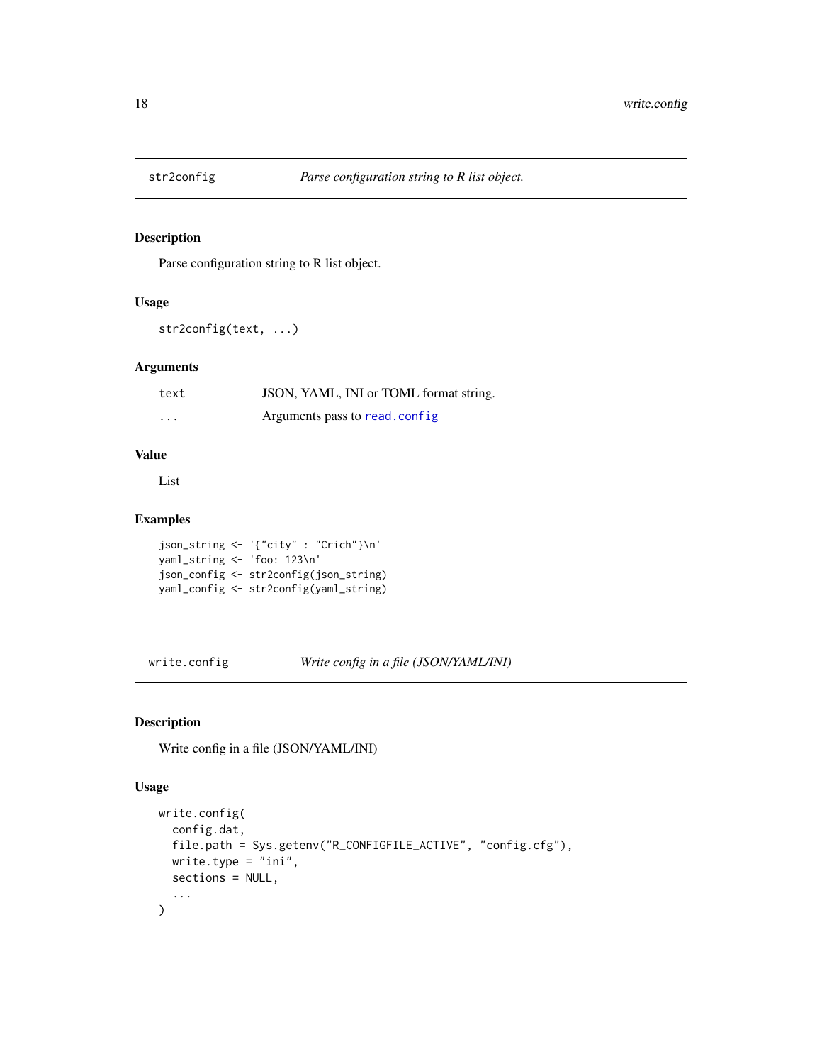## str2config — *Parse configuration string to R list object.*

### Description

Parse configuration string to R list object.

### Usage

```
str2config(text, ...)
```

### Arguments

| | |
|---|---|
| text | JSON, YAML, INI or TOML format string. |
| ... | Arguments pass to read.config |

### Value

List

### Examples

```
json_string <- '{"city" : "Crich"}\n'
yaml_string <- 'foo: 123\n'
json_config <- str2config(json_string)
yaml_config <- str2config(yaml_string)
```

## write.config — *Write config in a file (JSON/YAML/INI)*

### Description

Write config in a file (JSON/YAML/INI)

### Usage

```
write.config(
  config.dat,
  file.path = Sys.getenv("R_CONFIGFILE_ACTIVE", "config.cfg"),
  write.type = "ini",
  sections = NULL,
  ...
)
```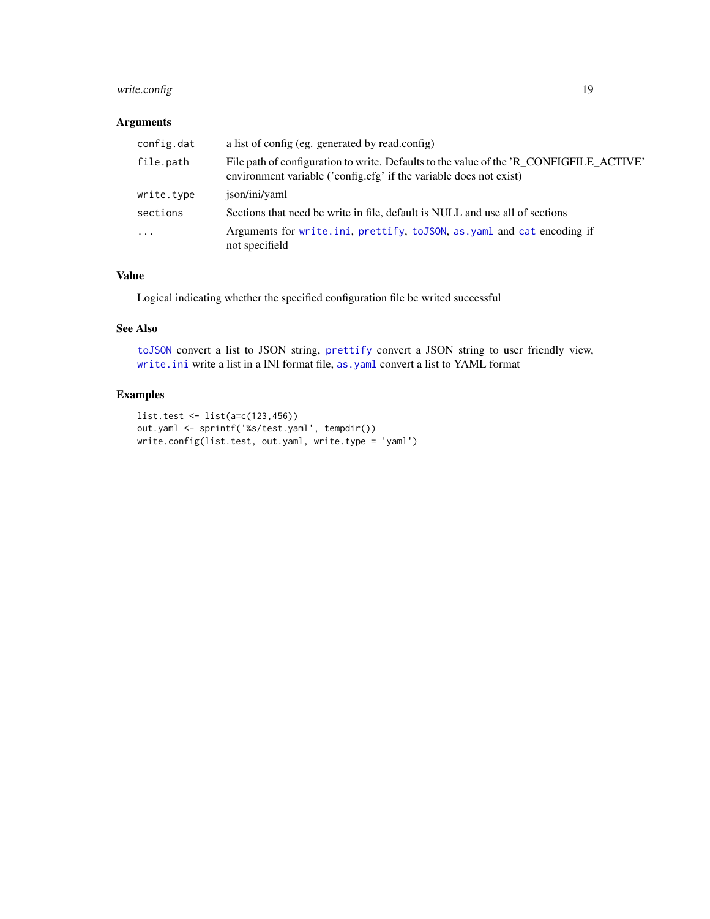### Arguments

| | |
|---|---|
| `config.dat` | a list of config (eg. generated by read.config) |
| `file.path` | File path of configuration to write. Defaults to the value of the 'R_CONFIGFILE_ACTIVE' environment variable ('config.cfg' if the variable does not exist) |
| `write.type` | json/ini/yaml |
| `sections` | Sections that need be write in file, default is NULL and use all of sections |
| `...` | Arguments for `write.ini`, `prettify`, `toJSON`, `as.yaml` and `cat` encoding if not specifield |

### Value

Logical indicating whether the specified configuration file be writed successful

### See Also

`toJSON` convert a list to JSON string, `prettify` convert a JSON string to user friendly view, `write.ini` write a list in a INI format file, `as.yaml` convert a list to YAML format

### Examples

```
list.test <- list(a=c(123,456))
out.yaml <- sprintf('%s/test.yaml', tempdir())
write.config(list.test, out.yaml, write.type = 'yaml')
```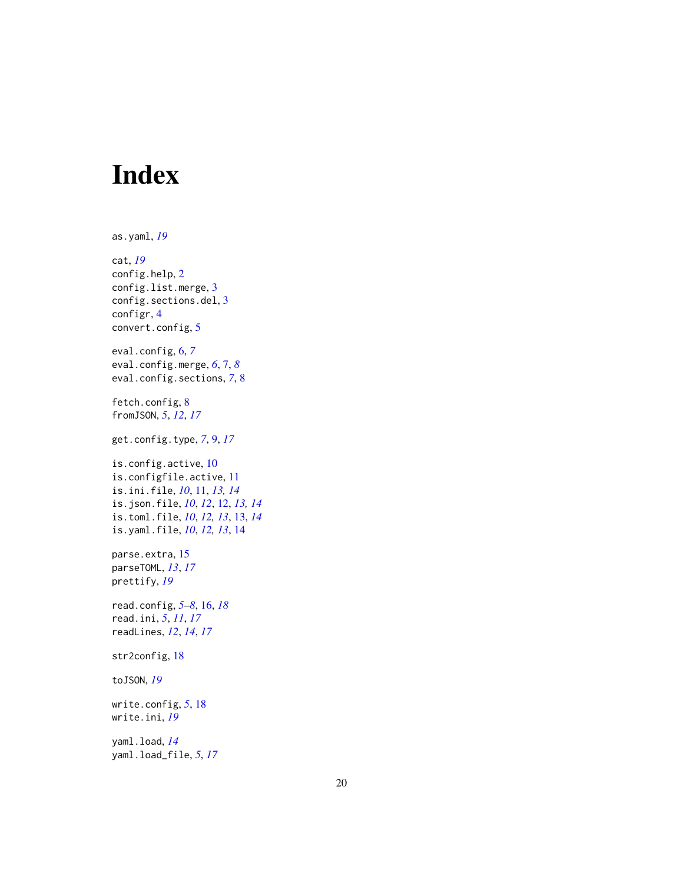# Index

as.yaml, *19*

cat, *19*
config.help, 2
config.list.merge, 3
config.sections.del, 3
configr, 4
convert.config, 5

eval.config, 6, *7*
eval.config.merge, *6*, 7, *8*
eval.config.sections, *7*, 8

fetch.config, 8
fromJSON, *5*, *12*, *17*

get.config.type, *7*, 9, *17*

is.config.active, 10
is.configfile.active, 11
is.ini.file, *10*, 11, *13, 14*
is.json.file, *10*, *12*, 12, *13, 14*
is.toml.file, *10*, *12, 13*, 13, *14*
is.yaml.file, *10*, *12, 13*, 14

parse.extra, 15
parseTOML, *13*, *17*
prettify, *19*

read.config, *5–8*, 16, *18*
read.ini, *5*, *11*, *17*
readLines, *12*, *14*, *17*

str2config, 18

toJSON, *19*

write.config, *5*, 18
write.ini, *19*

yaml.load, *14*
yaml.load_file, *5*, *17*